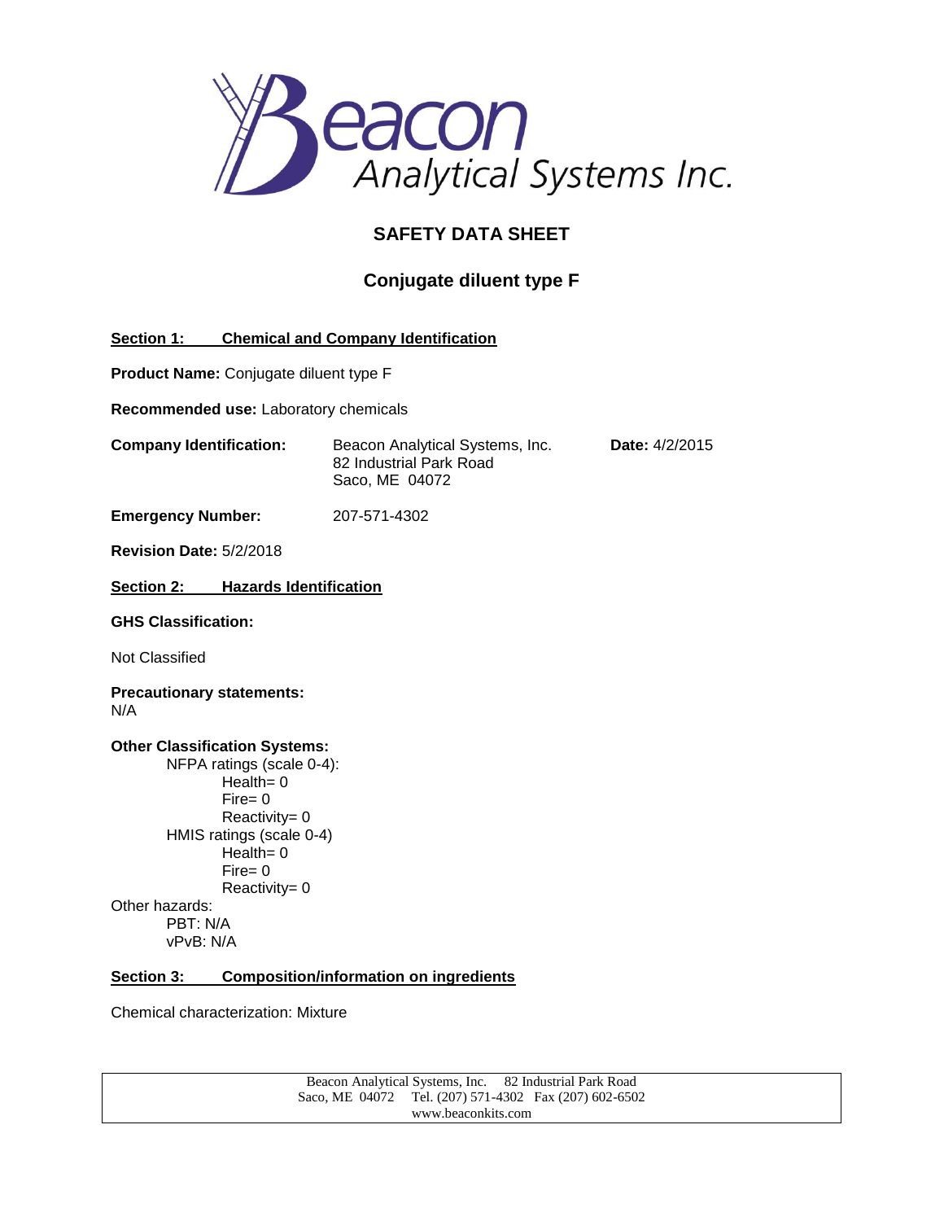# SAFETY DATA SHEET

## Conjugate diluent type F

### Section 1: Chemical and Company Identification

**Product Name:** Conjugate diluent type F

**Recommended use:** Laboratory chemicals

**Company Identification:** Beacon Analytical Systems, Inc.
82 Industrial Park Road
Saco, ME 04072

**Date:** 4/2/2015

**Emergency Number:** 207-571-4302

**Revision Date:** 5/2/2018

### Section 2: Hazards Identification

**GHS Classification:**

Not Classified

**Precautionary statements:**
N/A

**Other Classification Systems:**

NFPA ratings (scale 0-4):
- Health= 0
- Fire= 0
- Reactivity= 0

HMIS ratings (scale 0-4)
- Health= 0
- Fire= 0
- Reactivity= 0

Other hazards:
- PBT: N/A
- vPvB: N/A

### Section 3: Composition/information on ingredients

Chemical characterization: Mixture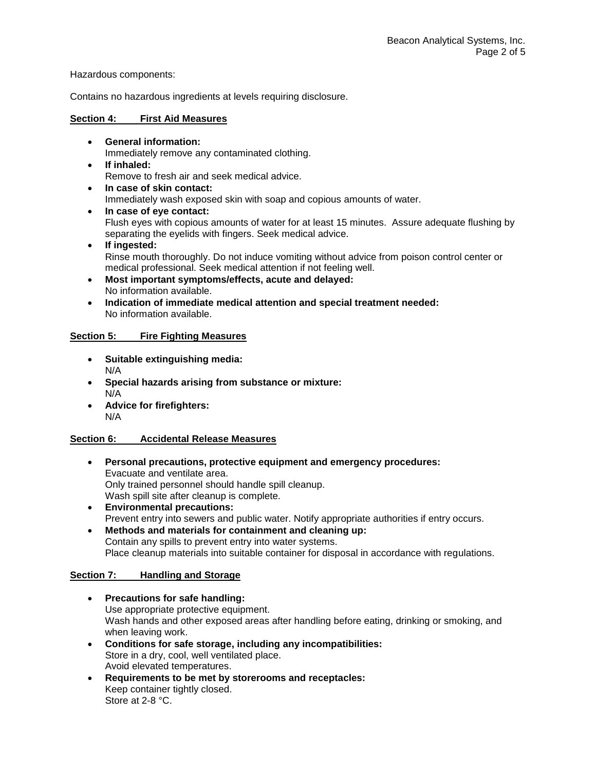Hazardous components:

Contains no hazardous ingredients at levels requiring disclosure.

## Section 4: First Aid Measures

- **General information:**
  Immediately remove any contaminated clothing.
- **If inhaled:**
  Remove to fresh air and seek medical advice.
- **In case of skin contact:**
  Immediately wash exposed skin with soap and copious amounts of water.
- **In case of eye contact:**
  Flush eyes with copious amounts of water for at least 15 minutes. Assure adequate flushing by separating the eyelids with fingers. Seek medical advice.
- **If ingested:**
  Rinse mouth thoroughly. Do not induce vomiting without advice from poison control center or medical professional. Seek medical attention if not feeling well.
- **Most important symptoms/effects, acute and delayed:**
  No information available.
- **Indication of immediate medical attention and special treatment needed:**
  No information available.

## Section 5: Fire Fighting Measures

- **Suitable extinguishing media:**
  N/A
- **Special hazards arising from substance or mixture:**
  N/A
- **Advice for firefighters:**
  N/A

## Section 6: Accidental Release Measures

- **Personal precautions, protective equipment and emergency procedures:**
  Evacuate and ventilate area.
  Only trained personnel should handle spill cleanup.
  Wash spill site after cleanup is complete.
- **Environmental precautions:**
  Prevent entry into sewers and public water. Notify appropriate authorities if entry occurs.
- **Methods and materials for containment and cleaning up:**
  Contain any spills to prevent entry into water systems.
  Place cleanup materials into suitable container for disposal in accordance with regulations.

## Section 7: Handling and Storage

- **Precautions for safe handling:**
  Use appropriate protective equipment.
  Wash hands and other exposed areas after handling before eating, drinking or smoking, and when leaving work.
- **Conditions for safe storage, including any incompatibilities:**
  Store in a dry, cool, well ventilated place.
  Avoid elevated temperatures.
- **Requirements to be met by storerooms and receptacles:**
  Keep container tightly closed.
  Store at 2-8 °C.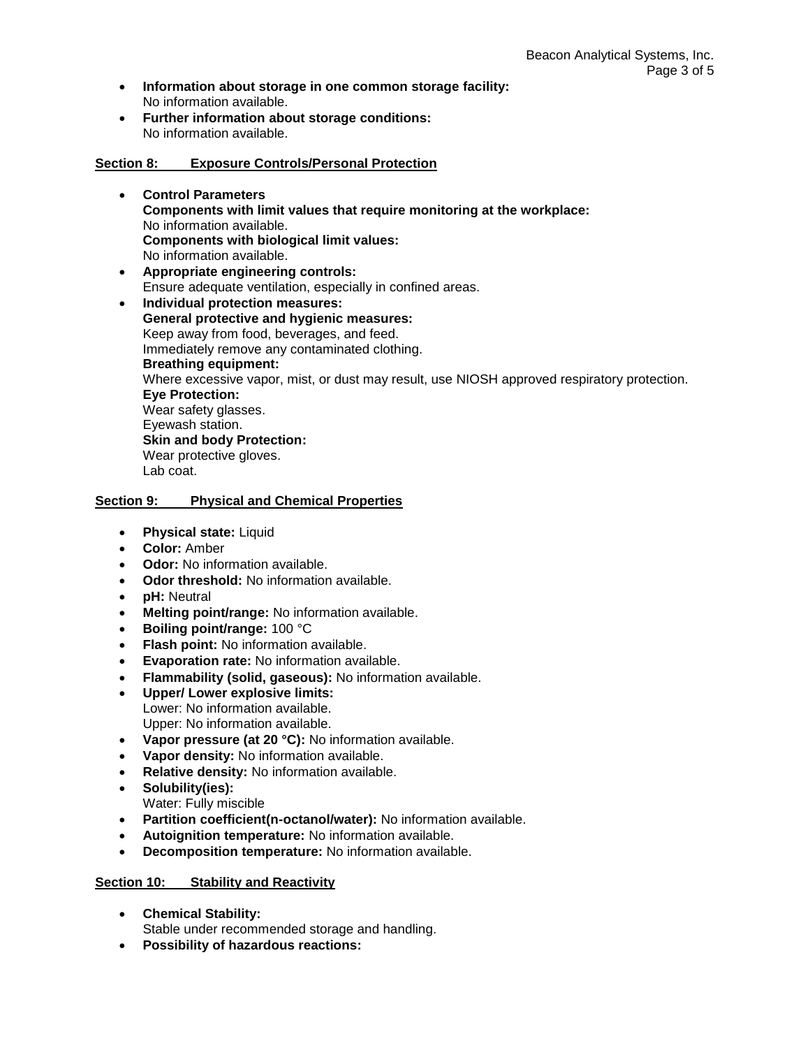- **Information about storage in one common storage facility:**
  No information available.
- **Further information about storage conditions:**
  No information available.

## Section 8: Exposure Controls/Personal Protection

- **Control Parameters**
  **Components with limit values that require monitoring at the workplace:**
  No information available.
  **Components with biological limit values:**
  No information available.
- **Appropriate engineering controls:**
  Ensure adequate ventilation, especially in confined areas.
- **Individual protection measures:**
  **General protective and hygienic measures:**
  Keep away from food, beverages, and feed.
  Immediately remove any contaminated clothing.
  **Breathing equipment:**
  Where excessive vapor, mist, or dust may result, use NIOSH approved respiratory protection.
  **Eye Protection:**
  Wear safety glasses.
  Eyewash station.
  **Skin and body Protection:**
  Wear protective gloves.
  Lab coat.

## Section 9: Physical and Chemical Properties

- **Physical state:** Liquid
- **Color:** Amber
- **Odor:** No information available.
- **Odor threshold:** No information available.
- **pH:** Neutral
- **Melting point/range:** No information available.
- **Boiling point/range:** 100 °C
- **Flash point:** No information available.
- **Evaporation rate:** No information available.
- **Flammability (solid, gaseous):** No information available.
- **Upper/ Lower explosive limits:**
  Lower: No information available.
  Upper: No information available.
- **Vapor pressure (at 20 °C):** No information available.
- **Vapor density:** No information available.
- **Relative density:** No information available.
- **Solubility(ies):**
  Water: Fully miscible
- **Partition coefficient(n-octanol/water):** No information available.
- **Autoignition temperature:** No information available.
- **Decomposition temperature:** No information available.

## Section 10: Stability and Reactivity

- **Chemical Stability:**
  Stable under recommended storage and handling.
- **Possibility of hazardous reactions:**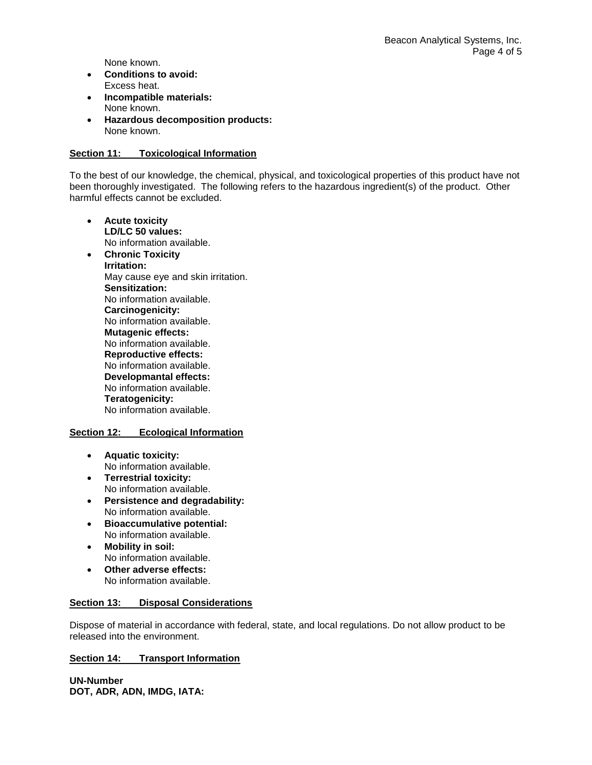None known.

- **Conditions to avoid:**
  Excess heat.
- **Incompatible materials:**
  None known.
- **Hazardous decomposition products:**
  None known.

## Section 11: Toxicological Information

To the best of our knowledge, the chemical, physical, and toxicological properties of this product have not been thoroughly investigated. The following refers to the hazardous ingredient(s) of the product. Other harmful effects cannot be excluded.

- **Acute toxicity**
  **LD/LC 50 values:**
  No information available.
- **Chronic Toxicity**
  **Irritation:**
  May cause eye and skin irritation.
  **Sensitization:**
  No information available.
  **Carcinogenicity:**
  No information available.
  **Mutagenic effects:**
  No information available.
  **Reproductive effects:**
  No information available.
  **Developmantal effects:**
  No information available.
  **Teratogenicity:**
  No information available.

## Section 12: Ecological Information

- **Aquatic toxicity:**
  No information available.
- **Terrestrial toxicity:**
  No information available.
- **Persistence and degradability:**
  No information available.
- **Bioaccumulative potential:**
  No information available.
- **Mobility in soil:**
  No information available.
- **Other adverse effects:**
  No information available.

## Section 13: Disposal Considerations

Dispose of material in accordance with federal, state, and local regulations. Do not allow product to be released into the environment.

## Section 14: Transport Information

**UN-Number**
**DOT, ADR, ADN, IMDG, IATA:**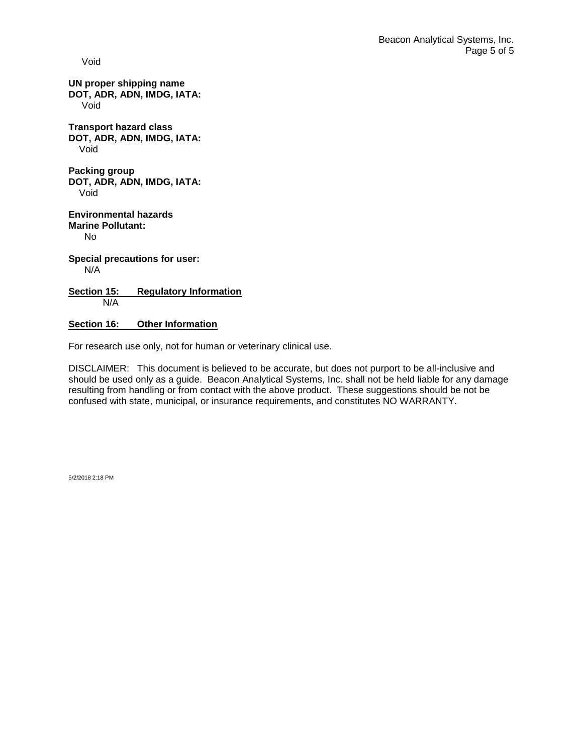Void

**UN proper shipping name**
**DOT, ADR, ADN, IMDG, IATA:**
Void

**Transport hazard class**
**DOT, ADR, ADN, IMDG, IATA:**
Void

**Packing group**
**DOT, ADR, ADN, IMDG, IATA:**
Void

**Environmental hazards**
**Marine Pollutant:**
No

**Special precautions for user:**
N/A

## Section 15: Regulatory Information

N/A

## Section 16: Other Information

For research use only, not for human or veterinary clinical use.

DISCLAIMER: This document is believed to be accurate, but does not purport to be all-inclusive and should be used only as a guide. Beacon Analytical Systems, Inc. shall not be held liable for any damage resulting from handling or from contact with the above product. These suggestions should be not be confused with state, municipal, or insurance requirements, and constitutes NO WARRANTY.

5/2/2018 2:18 PM